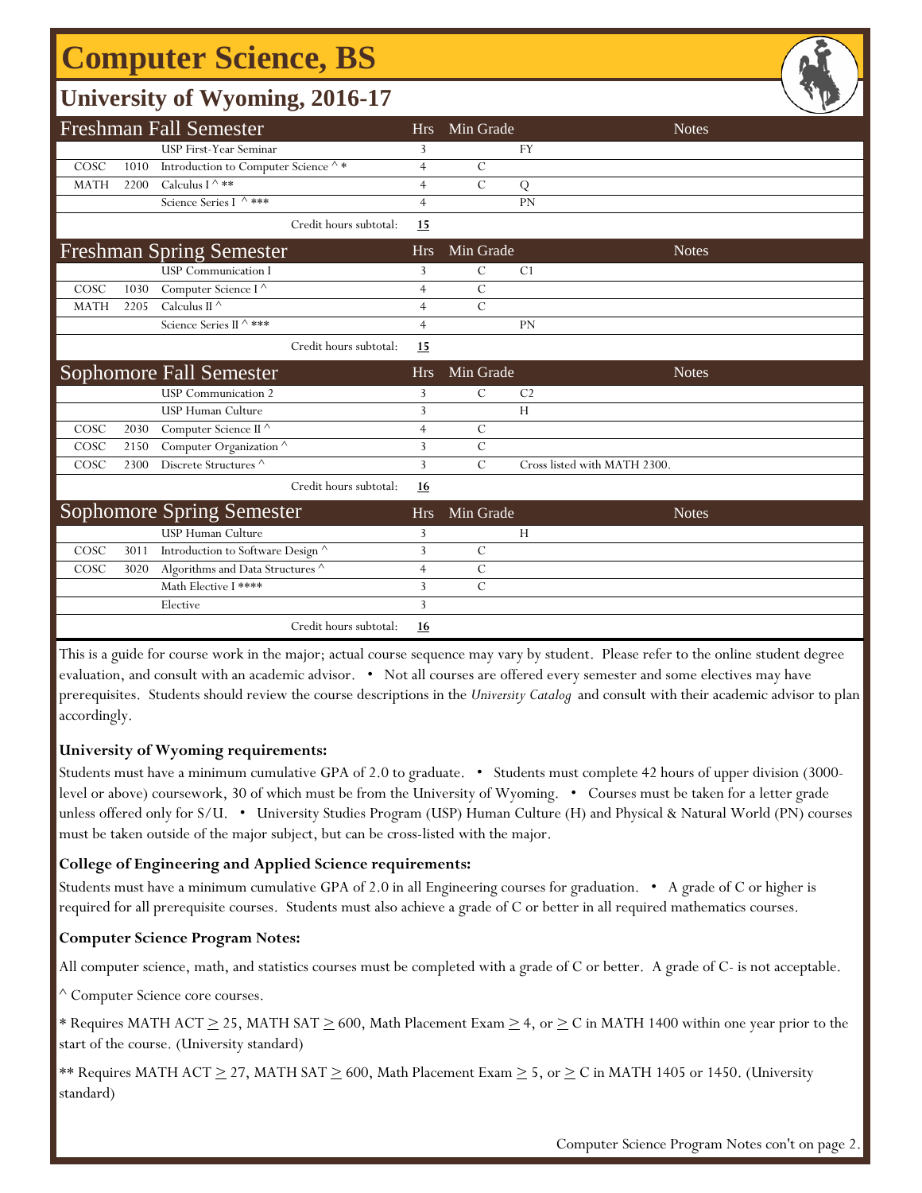# Computer Science, BS

## University of Wyoming, 2016-17

| Freshman Fall Semester | | | Hrs | Min Grade | Notes |
|---|---|---|---|---|---|
| | | USP First-Year Seminar | 3 | | FY |
| COSC | 1010 | Introduction to Computer Science ^ * | 4 | C | |
| MATH | 2200 | Calculus I ^ ** | 4 | C | Q |
| | | Science Series I ^ *** | 4 | | PN |
| | | Credit hours subtotal: | **15** | | |

| Freshman Spring Semester | | | Hrs | Min Grade | Notes |
|---|---|---|---|---|---|
| | | USP Communication I | 3 | C | C1 |
| COSC | 1030 | Computer Science I ^ | 4 | C | |
| MATH | 2205 | Calculus II ^ | 4 | C | |
| | | Science Series II ^ *** | 4 | | PN |
| | | Credit hours subtotal: | **15** | | |

| Sophomore Fall Semester | | | Hrs | Min Grade | Notes |
|---|---|---|---|---|---|
| | | USP Communication 2 | 3 | C | C2 |
| | | USP Human Culture | 3 | | H |
| COSC | 2030 | Computer Science II ^ | 4 | C | |
| COSC | 2150 | Computer Organization ^ | 3 | C | |
| COSC | 2300 | Discrete Structures ^ | 3 | C | Cross listed with MATH 2300. |
| | | Credit hours subtotal: | **16** | | |

| Sophomore Spring Semester | | | Hrs | Min Grade | Notes |
|---|---|---|---|---|---|
| | | USP Human Culture | 3 | | H |
| COSC | 3011 | Introduction to Software Design ^ | 3 | C | |
| COSC | 3020 | Algorithms and Data Structures ^ | 4 | C | |
| | | Math Elective I **** | 3 | C | |
| | | Elective | 3 | | |
| | | Credit hours subtotal: | **16** | | |

This is a guide for course work in the major; actual course sequence may vary by student. Please refer to the online student degree evaluation, and consult with an academic advisor. • Not all courses are offered every semester and some electives may have prerequisites. Students should review the course descriptions in the *University Catalog* and consult with their academic advisor to plan accordingly.

**University of Wyoming requirements:**

Students must have a minimum cumulative GPA of 2.0 to graduate. • Students must complete 42 hours of upper division (3000-level or above) coursework, 30 of which must be from the University of Wyoming. • Courses must be taken for a letter grade unless offered only for S/U. • University Studies Program (USP) Human Culture (H) and Physical & Natural World (PN) courses must be taken outside of the major subject, but can be cross-listed with the major.

**College of Engineering and Applied Science requirements:**

Students must have a minimum cumulative GPA of 2.0 in all Engineering courses for graduation. • A grade of C or higher is required for all prerequisite courses. Students must also achieve a grade of C or better in all required mathematics courses.

**Computer Science Program Notes:**

All computer science, math, and statistics courses must be completed with a grade of C or better. A grade of C- is not acceptable.

^ Computer Science core courses.

* Requires MATH ACT ≥ 25, MATH SAT ≥ 600, Math Placement Exam ≥ 4, or ≥ C in MATH 1400 within one year prior to the start of the course. (University standard)

** Requires MATH ACT ≥ 27, MATH SAT ≥ 600, Math Placement Exam ≥ 5, or ≥ C in MATH 1405 or 1450. (University standard)

Computer Science Program Notes con't on page 2.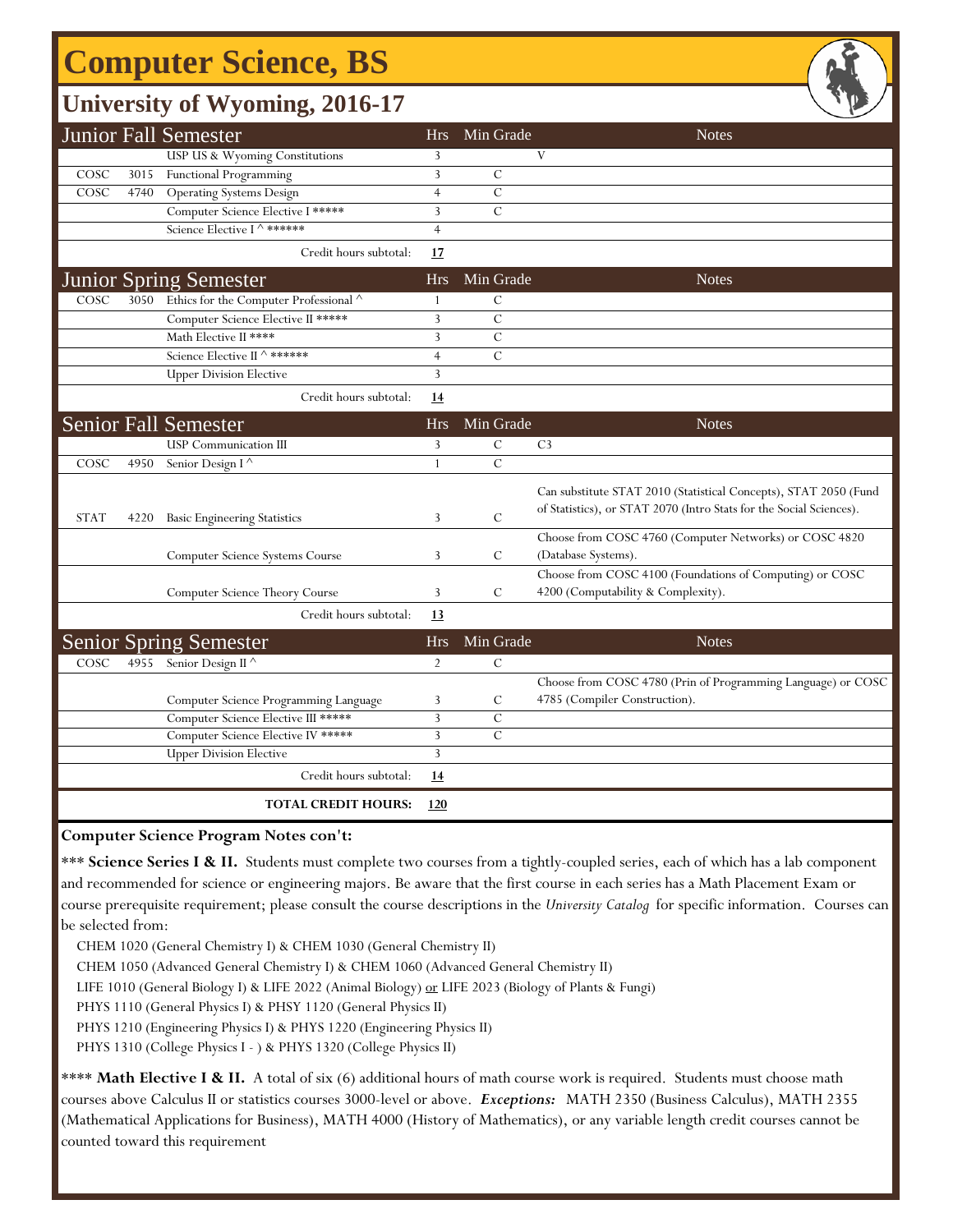# Computer Science, BS

## University of Wyoming, 2016-17

| Junior Fall Semester | | | Hrs | Min Grade | Notes |
|---|---|---|---|---|---|
| | | USP US & Wyoming Constitutions | 3 | | V |
| COSC | 3015 | Functional Programming | 3 | C | |
| COSC | 4740 | Operating Systems Design | 4 | C | |
| | | Computer Science Elective I ***** | 3 | C | |
| | | Science Elective I ^ ****** | 4 | | |
| | | Credit hours subtotal: | **17** | | |

| Junior Spring Semester | | | Hrs | Min Grade | Notes |
|---|---|---|---|---|---|
| COSC | 3050 | Ethics for the Computer Professional ^ | 1 | C | |
| | | Computer Science Elective II ***** | 3 | C | |
| | | Math Elective II **** | 3 | C | |
| | | Science Elective II ^ ****** | 4 | C | |
| | | Upper Division Elective | 3 | | |
| | | Credit hours subtotal: | **14** | | |

| Senior Fall Semester | | | Hrs | Min Grade | Notes |
|---|---|---|---|---|---|
| | | USP Communication III | 3 | C | C3 |
| COSC | 4950 | Senior Design I ^ | 1 | C | |
| STAT | 4220 | Basic Engineering Statistics | 3 | C | Can substitute STAT 2010 (Statistical Concepts), STAT 2050 (Fund of Statistics), or STAT 2070 (Intro Stats for the Social Sciences). |
| | | Computer Science Systems Course | 3 | C | Choose from COSC 4760 (Computer Networks) or COSC 4820 (Database Systems). |
| | | Computer Science Theory Course | 3 | C | Choose from COSC 4100 (Foundations of Computing) or COSC 4200 (Computability & Complexity). |
| | | Credit hours subtotal: | **13** | | |

| Senior Spring Semester | | | Hrs | Min Grade | Notes |
|---|---|---|---|---|---|
| COSC | 4955 | Senior Design II ^ | 2 | C | |
| | | Computer Science Programming Language | 3 | C | Choose from COSC 4780 (Prin of Programming Language) or COSC 4785 (Compiler Construction). |
| | | Computer Science Elective III ***** | 3 | C | |
| | | Computer Science Elective IV ***** | 3 | C | |
| | | Upper Division Elective | 3 | | |
| | | Credit hours subtotal: | **14** | | |
| | | **TOTAL CREDIT HOURS:** | **120** | | |

**Computer Science Program Notes con't:**

*** **Science Series I & II.** Students must complete two courses from a tightly-coupled series, each of which has a lab component and recommended for science or engineering majors. Be aware that the first course in each series has a Math Placement Exam or course prerequisite requirement; please consult the course descriptions in the *University Catalog* for specific information. Courses can be selected from:

CHEM 1020 (General Chemistry I) & CHEM 1030 (General Chemistry II)
CHEM 1050 (Advanced General Chemistry I) & CHEM 1060 (Advanced General Chemistry II)
LIFE 1010 (General Biology I) & LIFE 2022 (Animal Biology) or LIFE 2023 (Biology of Plants & Fungi)
PHYS 1110 (General Physics I) & PHSY 1120 (General Physics II)
PHYS 1210 (Engineering Physics I) & PHYS 1220 (Engineering Physics II)
PHYS 1310 (College Physics I - ) & PHYS 1320 (College Physics II)

**** **Math Elective I & II.** A total of six (6) additional hours of math course work is required. Students must choose math courses above Calculus II or statistics courses 3000-level or above. ***Exceptions:*** MATH 2350 (Business Calculus), MATH 2355 (Mathematical Applications for Business), MATH 4000 (History of Mathematics), or any variable length credit courses cannot be counted toward this requirement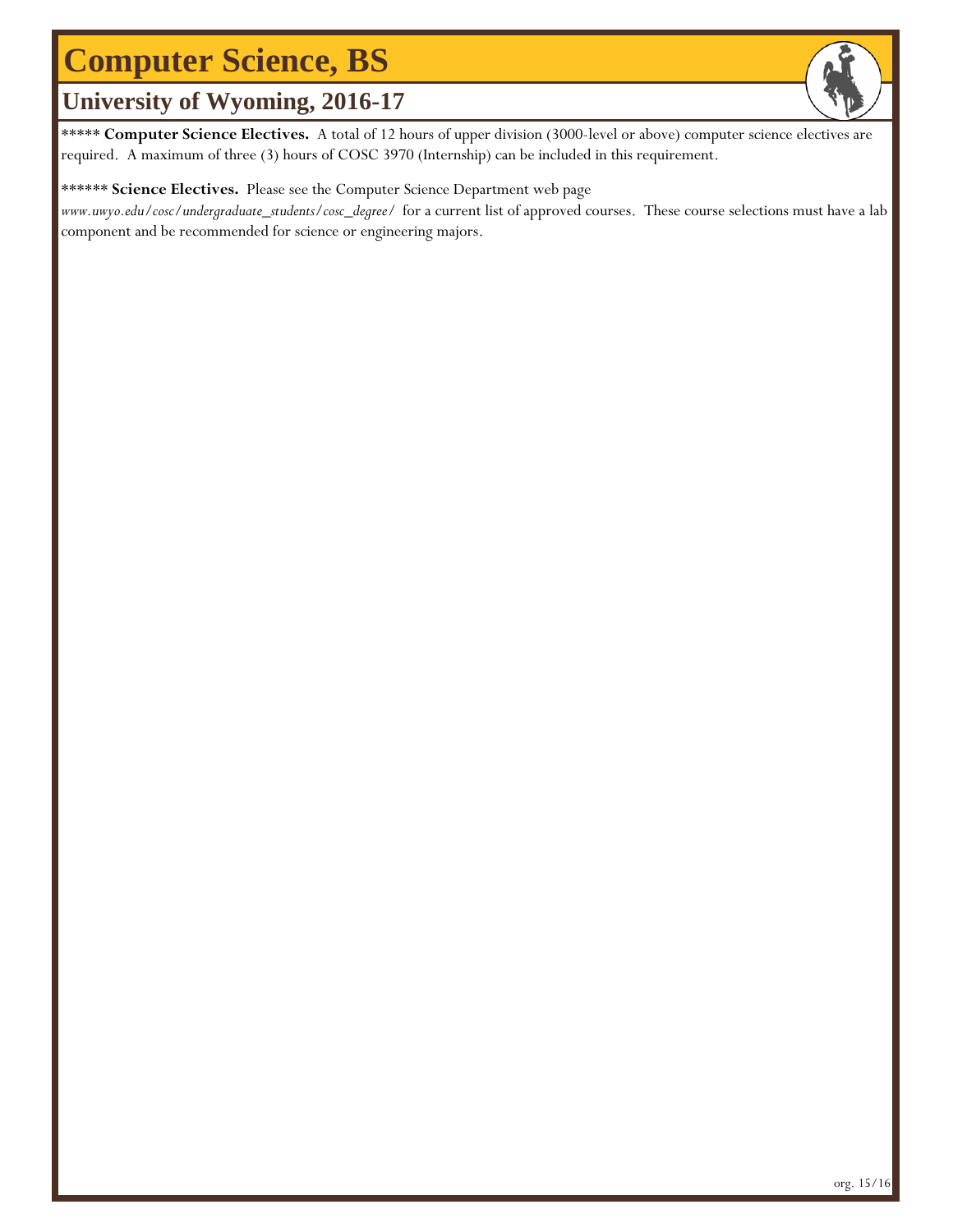***** **Computer Science Electives.** A total of 12 hours of upper division (3000-level or above) computer science electives are required. A maximum of three (3) hours of COSC 3970 (Internship) can be included in this requirement.

****** **Science Electives.** Please see the Computer Science Department web page *www.uwyo.edu/cosc/undergraduate_students/cosc_degree/* for a current list of approved courses. These course selections must have a lab component and be recommended for science or engineering majors.